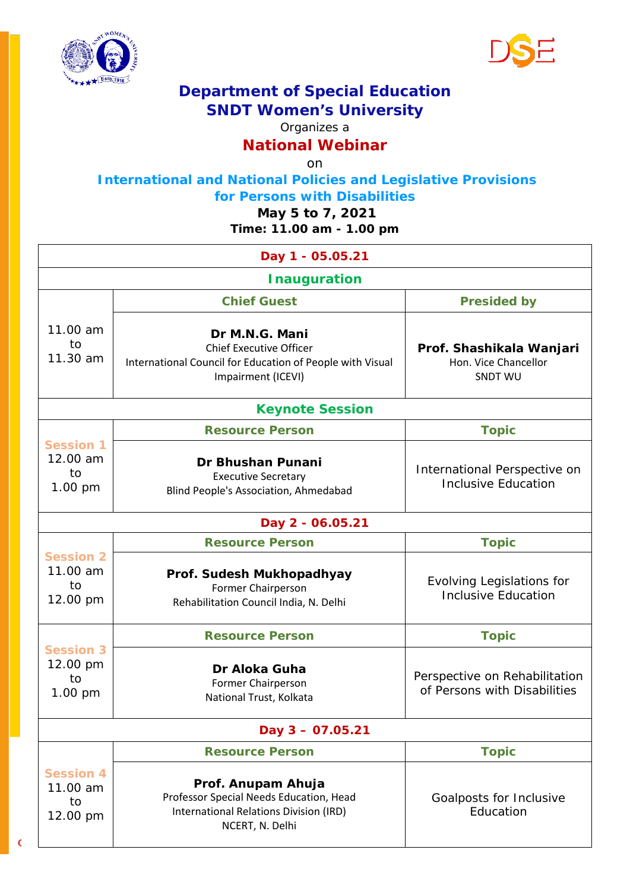## Department of Special Education
## SNDT Women's University

Organizes a

# National Webinar

on

## International and National Policies and Legislative Provisions for Persons with Disabilities

**May 5 to 7, 2021**

**Time: 11.00 am - 1.00 pm**

| | | |
|---|---|---|
| **Day 1 - 05.05.21** | | |
| **Inauguration** | | |
| | **Chief Guest** | **Presided by** |
| 11.00 am to 11.30 am | **Dr M.N.G. Mani**<br>Chief Executive Officer<br>International Council for Education of People with Visual Impairment (ICEVI) | **Prof. Shashikala Wanjari**<br>Hon. Vice Chancellor<br>SNDT WU |
| **Keynote Session** | | |
| | **Resource Person** | **Topic** |
| **Session 1**<br>12.00 am to 1.00 pm | **Dr Bhushan Punani**<br>Executive Secretary<br>Blind People's Association, Ahmedabad | International Perspective on Inclusive Education |
| **Day 2 - 06.05.21** | | |
| | **Resource Person** | **Topic** |
| **Session 2**<br>11.00 am to 12.00 pm | **Prof. Sudesh Mukhopadhyay**<br>Former Chairperson<br>Rehabilitation Council India, N. Delhi | Evolving Legislations for Inclusive Education |
| | **Resource Person** | **Topic** |
| **Session 3**<br>12.00 pm to 1.00 pm | **Dr Aloka Guha**<br>Former Chairperson<br>National Trust, Kolkata | Perspective on Rehabilitation of Persons with Disabilities |
| **Day 3 – 07.05.21** | | |
| | **Resource Person** | **Topic** |
| **Session 4**<br>11.00 am to 12.00 pm | **Prof. Anupam Ahuja**<br>Professor Special Needs Education, Head<br>International Relations Division (IRD)<br>NCERT, N. Delhi | Goalposts for Inclusive Education |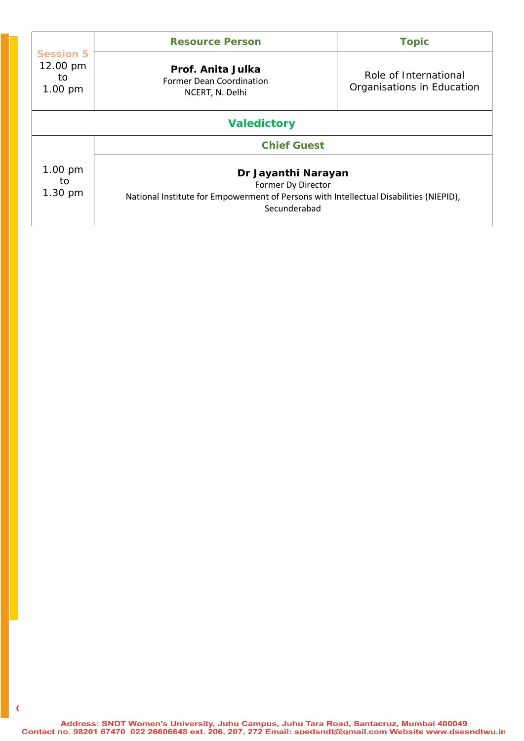| | Resource Person | Topic |
|---|---|---|
| **Session 5** 12.00 pm to 1.00 pm | **Prof. Anita Julka** Former Dean Coordination NCERT, N. Delhi | Role of International Organisations in Education |
| **Valedictory** | | |
| 1.00 pm to 1.30 pm | **Chief Guest** **Dr Jayanthi Narayan** Former Dy Director National Institute for Empowerment of Persons with Intellectual Disabilities (NIEPID), Secunderabad | |

Address: SNDT Women's University, Juhu Campus, Juhu Tara Road, Santacruz, Mumbai 400049
Contact no. 98201 67470 022 26606648 ext. 206, 207, 272 Email: spedsndt@gmail.com Website www.dsesndtwu.in